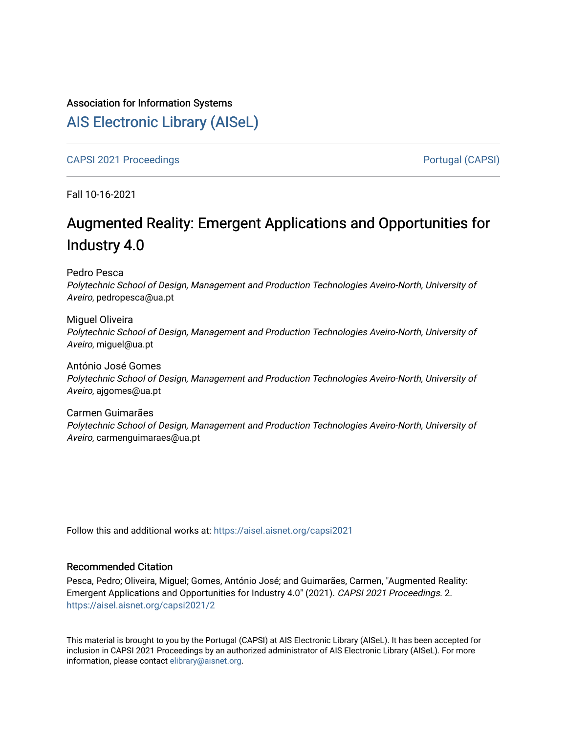Association for Information Systems

# AIS Electronic Library (AISeL)

CAPSI 2021 Proceedings

Portugal (CAPSI)

Fall 10-16-2021

# Augmented Reality: Emergent Applications and Opportunities for Industry 4.0

Pedro Pesca
*Polytechnic School of Design, Management and Production Technologies Aveiro-North, University of Aveiro*, pedropesca@ua.pt

Miguel Oliveira
*Polytechnic School of Design, Management and Production Technologies Aveiro-North, University of Aveiro*, miguel@ua.pt

António José Gomes
*Polytechnic School of Design, Management and Production Technologies Aveiro-North, University of Aveiro*, ajgomes@ua.pt

Carmen Guimarães
*Polytechnic School of Design, Management and Production Technologies Aveiro-North, University of Aveiro*, carmenguimaraes@ua.pt

Follow this and additional works at: https://aisel.aisnet.org/capsi2021

## Recommended Citation

Pesca, Pedro; Oliveira, Miguel; Gomes, António José; and Guimarães, Carmen, "Augmented Reality: Emergent Applications and Opportunities for Industry 4.0" (2021). *CAPSI 2021 Proceedings*. 2.
https://aisel.aisnet.org/capsi2021/2

This material is brought to you by the Portugal (CAPSI) at AIS Electronic Library (AISeL). It has been accepted for inclusion in CAPSI 2021 Proceedings by an authorized administrator of AIS Electronic Library (AISeL). For more information, please contact elibrary@aisnet.org.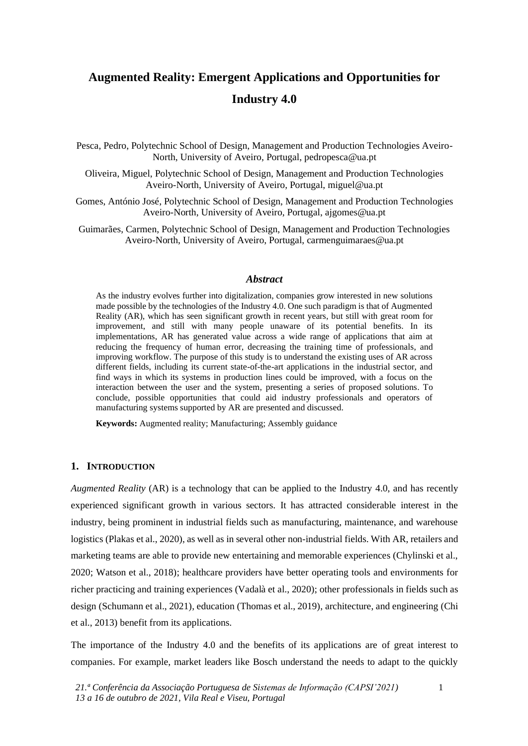# Augmented Reality: Emergent Applications and Opportunities for Industry 4.0

Pesca, Pedro, Polytechnic School of Design, Management and Production Technologies Aveiro-North, University of Aveiro, Portugal, pedropesca@ua.pt

Oliveira, Miguel, Polytechnic School of Design, Management and Production Technologies Aveiro-North, University of Aveiro, Portugal, miguel@ua.pt

Gomes, António José, Polytechnic School of Design, Management and Production Technologies Aveiro-North, University of Aveiro, Portugal, ajgomes@ua.pt

Guimarães, Carmen, Polytechnic School of Design, Management and Production Technologies Aveiro-North, University of Aveiro, Portugal, carmenguimaraes@ua.pt

### *Abstract*

As the industry evolves further into digitalization, companies grow interested in new solutions made possible by the technologies of the Industry 4.0. One such paradigm is that of Augmented Reality (AR), which has seen significant growth in recent years, but still with great room for improvement, and still with many people unaware of its potential benefits. In its implementations, AR has generated value across a wide range of applications that aim at reducing the frequency of human error, decreasing the training time of professionals, and improving workflow. The purpose of this study is to understand the existing uses of AR across different fields, including its current state-of-the-art applications in the industrial sector, and find ways in which its systems in production lines could be improved, with a focus on the interaction between the user and the system, presenting a series of proposed solutions. To conclude, possible opportunities that could aid industry professionals and operators of manufacturing systems supported by AR are presented and discussed.

**Keywords:** Augmented reality; Manufacturing; Assembly guidance

## 1. INTRODUCTION

*Augmented Reality* (AR) is a technology that can be applied to the Industry 4.0, and has recently experienced significant growth in various sectors. It has attracted considerable interest in the industry, being prominent in industrial fields such as manufacturing, maintenance, and warehouse logistics (Plakas et al., 2020), as well as in several other non-industrial fields. With AR, retailers and marketing teams are able to provide new entertaining and memorable experiences (Chylinski et al., 2020; Watson et al., 2018); healthcare providers have better operating tools and environments for richer practicing and training experiences (Vadalà et al., 2020); other professionals in fields such as design (Schumann et al., 2021), education (Thomas et al., 2019), architecture, and engineering (Chi et al., 2013) benefit from its applications.

The importance of the Industry 4.0 and the benefits of its applications are of great interest to companies. For example, market leaders like Bosch understand the needs to adapt to the quickly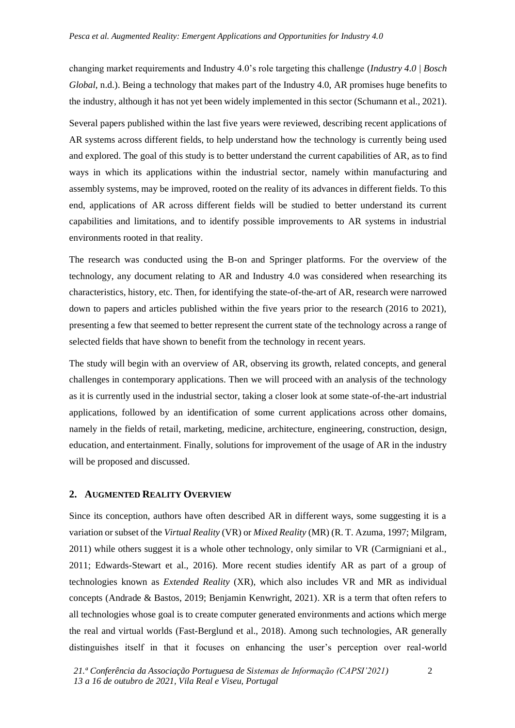changing market requirements and Industry 4.0's role targeting this challenge (*Industry 4.0 | Bosch Global*, n.d.). Being a technology that makes part of the Industry 4.0, AR promises huge benefits to the industry, although it has not yet been widely implemented in this sector (Schumann et al., 2021).

Several papers published within the last five years were reviewed, describing recent applications of AR systems across different fields, to help understand how the technology is currently being used and explored. The goal of this study is to better understand the current capabilities of AR, as to find ways in which its applications within the industrial sector, namely within manufacturing and assembly systems, may be improved, rooted on the reality of its advances in different fields. To this end, applications of AR across different fields will be studied to better understand its current capabilities and limitations, and to identify possible improvements to AR systems in industrial environments rooted in that reality.

The research was conducted using the B-on and Springer platforms. For the overview of the technology, any document relating to AR and Industry 4.0 was considered when researching its characteristics, history, etc. Then, for identifying the state-of-the-art of AR, research were narrowed down to papers and articles published within the five years prior to the research (2016 to 2021), presenting a few that seemed to better represent the current state of the technology across a range of selected fields that have shown to benefit from the technology in recent years.

The study will begin with an overview of AR, observing its growth, related concepts, and general challenges in contemporary applications. Then we will proceed with an analysis of the technology as it is currently used in the industrial sector, taking a closer look at some state-of-the-art industrial applications, followed by an identification of some current applications across other domains, namely in the fields of retail, marketing, medicine, architecture, engineering, construction, design, education, and entertainment. Finally, solutions for improvement of the usage of AR in the industry will be proposed and discussed.

## 2. AUGMENTED REALITY OVERVIEW

Since its conception, authors have often described AR in different ways, some suggesting it is a variation or subset of the *Virtual Reality* (VR) or *Mixed Reality* (MR) (R. T. Azuma, 1997; Milgram, 2011) while others suggest it is a whole other technology, only similar to VR (Carmigniani et al., 2011; Edwards-Stewart et al., 2016). More recent studies identify AR as part of a group of technologies known as *Extended Reality* (XR), which also includes VR and MR as individual concepts (Andrade & Bastos, 2019; Benjamin Kenwright, 2021). XR is a term that often refers to all technologies whose goal is to create computer generated environments and actions which merge the real and virtual worlds (Fast-Berglund et al., 2018). Among such technologies, AR generally distinguishes itself in that it focuses on enhancing the user's perception over real-world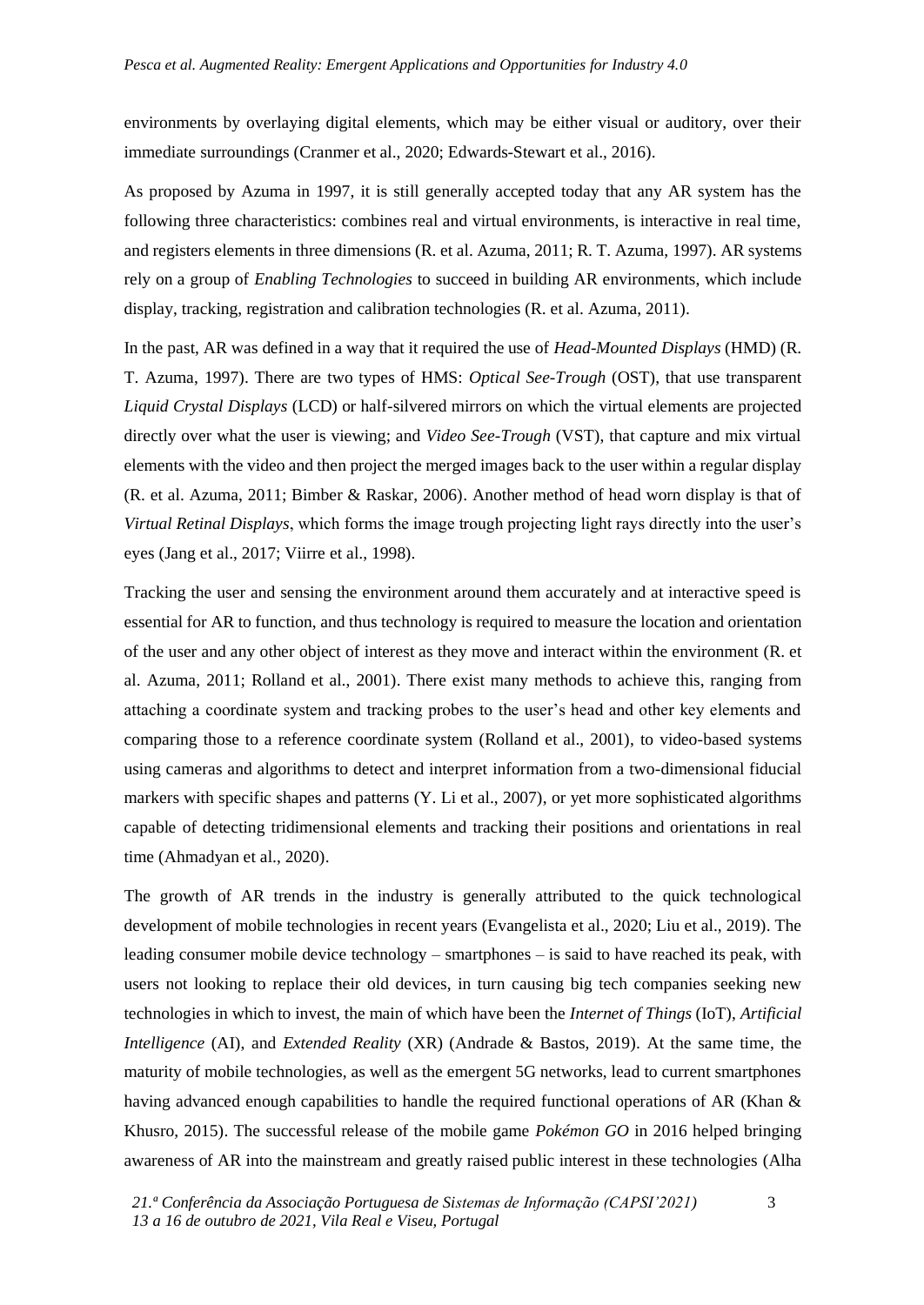environments by overlaying digital elements, which may be either visual or auditory, over their immediate surroundings (Cranmer et al., 2020; Edwards-Stewart et al., 2016).

As proposed by Azuma in 1997, it is still generally accepted today that any AR system has the following three characteristics: combines real and virtual environments, is interactive in real time, and registers elements in three dimensions (R. et al. Azuma, 2011; R. T. Azuma, 1997). AR systems rely on a group of *Enabling Technologies* to succeed in building AR environments, which include display, tracking, registration and calibration technologies (R. et al. Azuma, 2011).

In the past, AR was defined in a way that it required the use of *Head-Mounted Displays* (HMD) (R. T. Azuma, 1997). There are two types of HMS: *Optical See-Trough* (OST), that use transparent *Liquid Crystal Displays* (LCD) or half-silvered mirrors on which the virtual elements are projected directly over what the user is viewing; and *Video See-Trough* (VST), that capture and mix virtual elements with the video and then project the merged images back to the user within a regular display (R. et al. Azuma, 2011; Bimber & Raskar, 2006). Another method of head worn display is that of *Virtual Retinal Displays*, which forms the image trough projecting light rays directly into the user's eyes (Jang et al., 2017; Viirre et al., 1998).

Tracking the user and sensing the environment around them accurately and at interactive speed is essential for AR to function, and thus technology is required to measure the location and orientation of the user and any other object of interest as they move and interact within the environment (R. et al. Azuma, 2011; Rolland et al., 2001). There exist many methods to achieve this, ranging from attaching a coordinate system and tracking probes to the user's head and other key elements and comparing those to a reference coordinate system (Rolland et al., 2001), to video-based systems using cameras and algorithms to detect and interpret information from a two-dimensional fiducial markers with specific shapes and patterns (Y. Li et al., 2007), or yet more sophisticated algorithms capable of detecting tridimensional elements and tracking their positions and orientations in real time (Ahmadyan et al., 2020).

The growth of AR trends in the industry is generally attributed to the quick technological development of mobile technologies in recent years (Evangelista et al., 2020; Liu et al., 2019). The leading consumer mobile device technology – smartphones – is said to have reached its peak, with users not looking to replace their old devices, in turn causing big tech companies seeking new technologies in which to invest, the main of which have been the *Internet of Things* (IoT), *Artificial Intelligence* (AI), and *Extended Reality* (XR) (Andrade & Bastos, 2019). At the same time, the maturity of mobile technologies, as well as the emergent 5G networks, lead to current smartphones having advanced enough capabilities to handle the required functional operations of AR (Khan & Khusro, 2015). The successful release of the mobile game *Pokémon GO* in 2016 helped bringing awareness of AR into the mainstream and greatly raised public interest in these technologies (Alha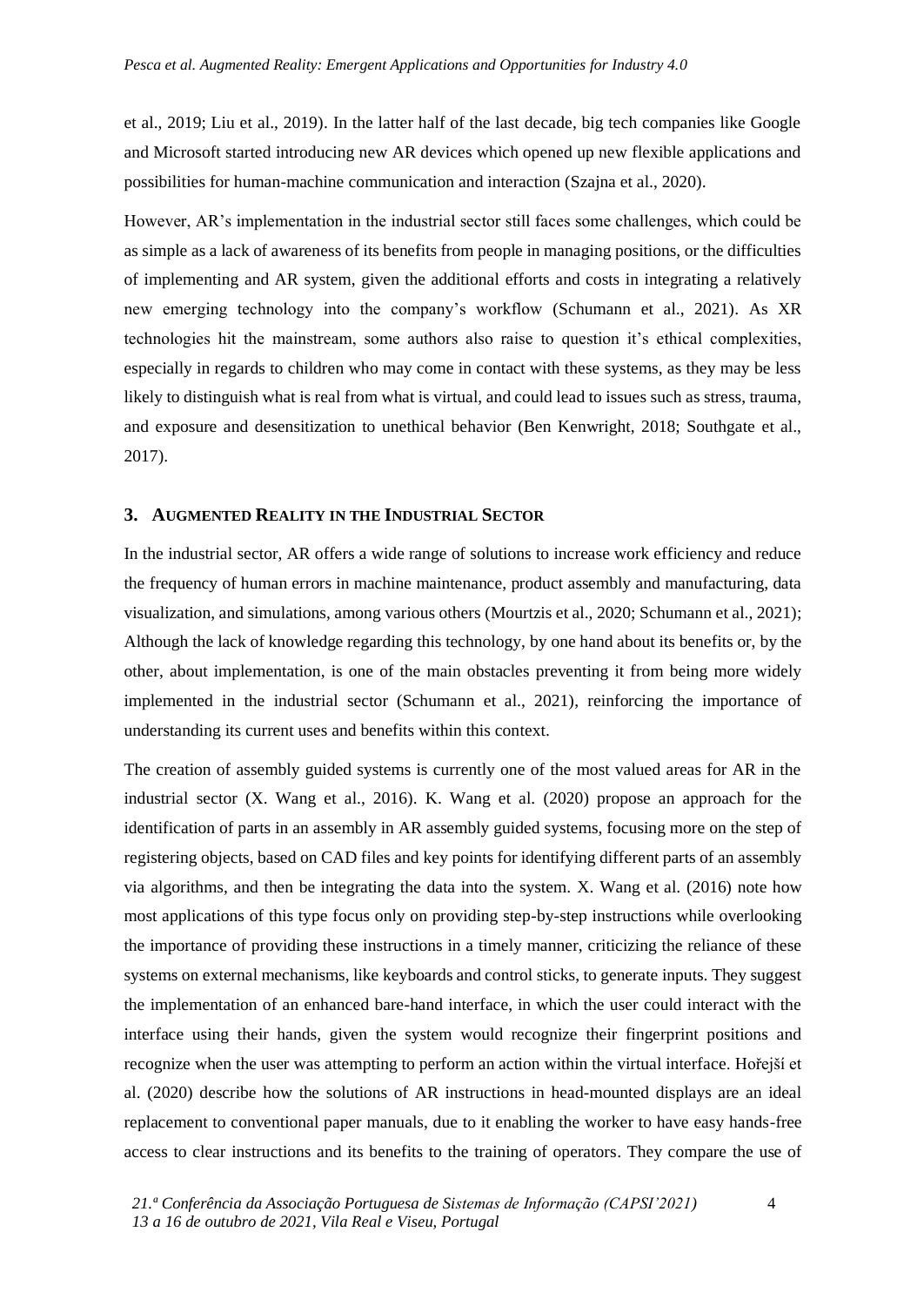et al., 2019; Liu et al., 2019). In the latter half of the last decade, big tech companies like Google and Microsoft started introducing new AR devices which opened up new flexible applications and possibilities for human-machine communication and interaction (Szajna et al., 2020).

However, AR's implementation in the industrial sector still faces some challenges, which could be as simple as a lack of awareness of its benefits from people in managing positions, or the difficulties of implementing and AR system, given the additional efforts and costs in integrating a relatively new emerging technology into the company's workflow (Schumann et al., 2021). As XR technologies hit the mainstream, some authors also raise to question it's ethical complexities, especially in regards to children who may come in contact with these systems, as they may be less likely to distinguish what is real from what is virtual, and could lead to issues such as stress, trauma, and exposure and desensitization to unethical behavior (Ben Kenwright, 2018; Southgate et al., 2017).

## 3. Augmented Reality in the Industrial Sector

In the industrial sector, AR offers a wide range of solutions to increase work efficiency and reduce the frequency of human errors in machine maintenance, product assembly and manufacturing, data visualization, and simulations, among various others (Mourtzis et al., 2020; Schumann et al., 2021); Although the lack of knowledge regarding this technology, by one hand about its benefits or, by the other, about implementation, is one of the main obstacles preventing it from being more widely implemented in the industrial sector (Schumann et al., 2021), reinforcing the importance of understanding its current uses and benefits within this context.

The creation of assembly guided systems is currently one of the most valued areas for AR in the industrial sector (X. Wang et al., 2016). K. Wang et al. (2020) propose an approach for the identification of parts in an assembly in AR assembly guided systems, focusing more on the step of registering objects, based on CAD files and key points for identifying different parts of an assembly via algorithms, and then be integrating the data into the system. X. Wang et al. (2016) note how most applications of this type focus only on providing step-by-step instructions while overlooking the importance of providing these instructions in a timely manner, criticizing the reliance of these systems on external mechanisms, like keyboards and control sticks, to generate inputs. They suggest the implementation of an enhanced bare-hand interface, in which the user could interact with the interface using their hands, given the system would recognize their fingerprint positions and recognize when the user was attempting to perform an action within the virtual interface. Hořejší et al. (2020) describe how the solutions of AR instructions in head-mounted displays are an ideal replacement to conventional paper manuals, due to it enabling the worker to have easy hands-free access to clear instructions and its benefits to the training of operators. They compare the use of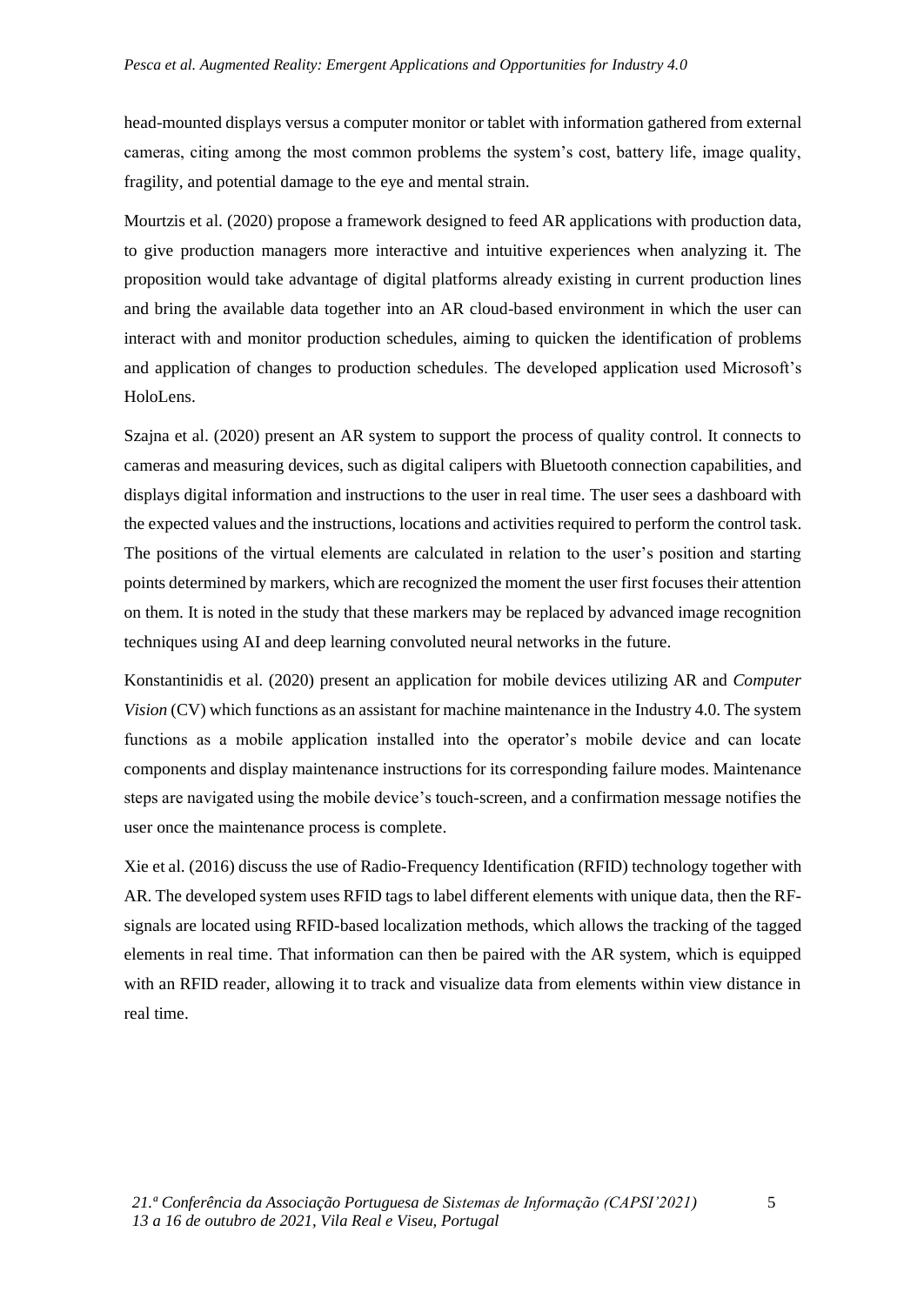head-mounted displays versus a computer monitor or tablet with information gathered from external cameras, citing among the most common problems the system's cost, battery life, image quality, fragility, and potential damage to the eye and mental strain.

Mourtzis et al. (2020) propose a framework designed to feed AR applications with production data, to give production managers more interactive and intuitive experiences when analyzing it. The proposition would take advantage of digital platforms already existing in current production lines and bring the available data together into an AR cloud-based environment in which the user can interact with and monitor production schedules, aiming to quicken the identification of problems and application of changes to production schedules. The developed application used Microsoft's HoloLens.

Szajna et al. (2020) present an AR system to support the process of quality control. It connects to cameras and measuring devices, such as digital calipers with Bluetooth connection capabilities, and displays digital information and instructions to the user in real time. The user sees a dashboard with the expected values and the instructions, locations and activities required to perform the control task. The positions of the virtual elements are calculated in relation to the user's position and starting points determined by markers, which are recognized the moment the user first focuses their attention on them. It is noted in the study that these markers may be replaced by advanced image recognition techniques using AI and deep learning convoluted neural networks in the future.

Konstantinidis et al. (2020) present an application for mobile devices utilizing AR and *Computer Vision* (CV) which functions as an assistant for machine maintenance in the Industry 4.0. The system functions as a mobile application installed into the operator's mobile device and can locate components and display maintenance instructions for its corresponding failure modes. Maintenance steps are navigated using the mobile device's touch-screen, and a confirmation message notifies the user once the maintenance process is complete.

Xie et al. (2016) discuss the use of Radio-Frequency Identification (RFID) technology together with AR. The developed system uses RFID tags to label different elements with unique data, then the RF-signals are located using RFID-based localization methods, which allows the tracking of the tagged elements in real time. That information can then be paired with the AR system, which is equipped with an RFID reader, allowing it to track and visualize data from elements within view distance in real time.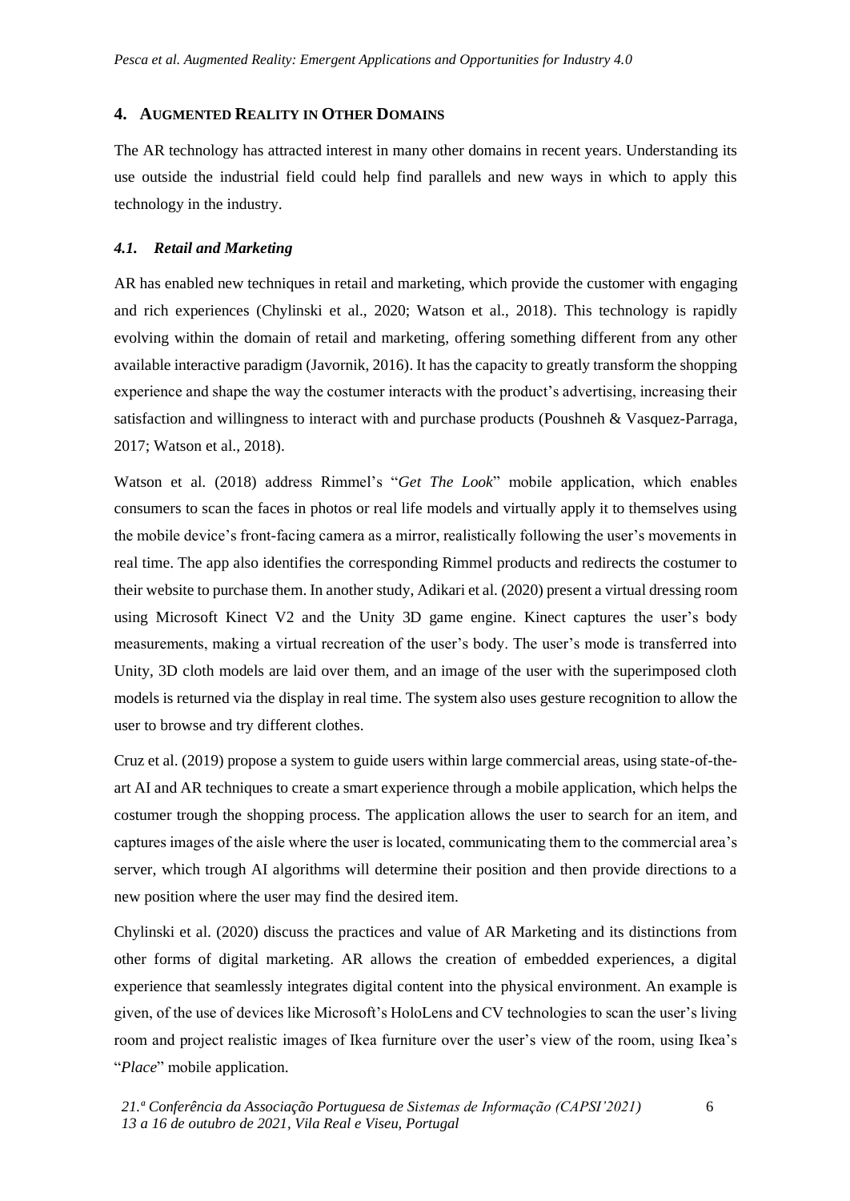## 4. AUGMENTED REALITY IN OTHER DOMAINS

The AR technology has attracted interest in many other domains in recent years. Understanding its use outside the industrial field could help find parallels and new ways in which to apply this technology in the industry.

### *4.1. Retail and Marketing*

AR has enabled new techniques in retail and marketing, which provide the customer with engaging and rich experiences (Chylinski et al., 2020; Watson et al., 2018). This technology is rapidly evolving within the domain of retail and marketing, offering something different from any other available interactive paradigm (Javornik, 2016). It has the capacity to greatly transform the shopping experience and shape the way the costumer interacts with the product's advertising, increasing their satisfaction and willingness to interact with and purchase products (Poushneh & Vasquez-Parraga, 2017; Watson et al., 2018).

Watson et al. (2018) address Rimmel's "*Get The Look*" mobile application, which enables consumers to scan the faces in photos or real life models and virtually apply it to themselves using the mobile device's front-facing camera as a mirror, realistically following the user's movements in real time. The app also identifies the corresponding Rimmel products and redirects the costumer to their website to purchase them. In another study, Adikari et al. (2020) present a virtual dressing room using Microsoft Kinect V2 and the Unity 3D game engine. Kinect captures the user's body measurements, making a virtual recreation of the user's body. The user's mode is transferred into Unity, 3D cloth models are laid over them, and an image of the user with the superimposed cloth models is returned via the display in real time. The system also uses gesture recognition to allow the user to browse and try different clothes.

Cruz et al. (2019) propose a system to guide users within large commercial areas, using state-of-the-art AI and AR techniques to create a smart experience through a mobile application, which helps the costumer trough the shopping process. The application allows the user to search for an item, and captures images of the aisle where the user is located, communicating them to the commercial area's server, which trough AI algorithms will determine their position and then provide directions to a new position where the user may find the desired item.

Chylinski et al. (2020) discuss the practices and value of AR Marketing and its distinctions from other forms of digital marketing. AR allows the creation of embedded experiences, a digital experience that seamlessly integrates digital content into the physical environment. An example is given, of the use of devices like Microsoft's HoloLens and CV technologies to scan the user's living room and project realistic images of Ikea furniture over the user's view of the room, using Ikea's "*Place*" mobile application.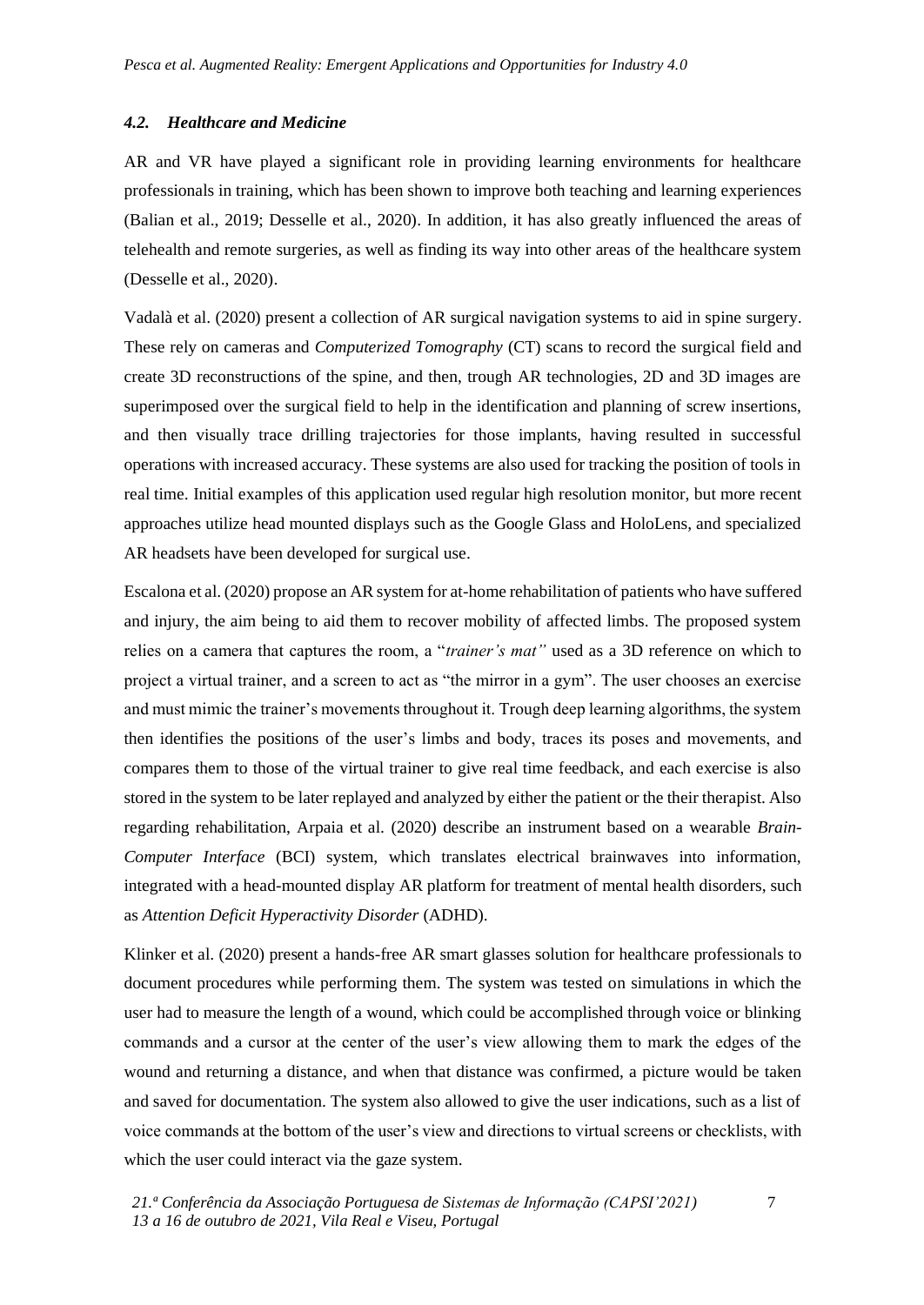### *4.2. Healthcare and Medicine*

AR and VR have played a significant role in providing learning environments for healthcare professionals in training, which has been shown to improve both teaching and learning experiences (Balian et al., 2019; Desselle et al., 2020). In addition, it has also greatly influenced the areas of telehealth and remote surgeries, as well as finding its way into other areas of the healthcare system (Desselle et al., 2020).

Vadalà et al. (2020) present a collection of AR surgical navigation systems to aid in spine surgery. These rely on cameras and *Computerized Tomography* (CT) scans to record the surgical field and create 3D reconstructions of the spine, and then, trough AR technologies, 2D and 3D images are superimposed over the surgical field to help in the identification and planning of screw insertions, and then visually trace drilling trajectories for those implants, having resulted in successful operations with increased accuracy. These systems are also used for tracking the position of tools in real time. Initial examples of this application used regular high resolution monitor, but more recent approaches utilize head mounted displays such as the Google Glass and HoloLens, and specialized AR headsets have been developed for surgical use.

Escalona et al. (2020) propose an AR system for at-home rehabilitation of patients who have suffered and injury, the aim being to aid them to recover mobility of affected limbs. The proposed system relies on a camera that captures the room, a "*trainer's mat"* used as a 3D reference on which to project a virtual trainer, and a screen to act as "the mirror in a gym". The user chooses an exercise and must mimic the trainer's movements throughout it. Trough deep learning algorithms, the system then identifies the positions of the user's limbs and body, traces its poses and movements, and compares them to those of the virtual trainer to give real time feedback, and each exercise is also stored in the system to be later replayed and analyzed by either the patient or the their therapist. Also regarding rehabilitation, Arpaia et al. (2020) describe an instrument based on a wearable *Brain-Computer Interface* (BCI) system, which translates electrical brainwaves into information, integrated with a head-mounted display AR platform for treatment of mental health disorders, such as *Attention Deficit Hyperactivity Disorder* (ADHD).

Klinker et al. (2020) present a hands-free AR smart glasses solution for healthcare professionals to document procedures while performing them. The system was tested on simulations in which the user had to measure the length of a wound, which could be accomplished through voice or blinking commands and a cursor at the center of the user's view allowing them to mark the edges of the wound and returning a distance, and when that distance was confirmed, a picture would be taken and saved for documentation. The system also allowed to give the user indications, such as a list of voice commands at the bottom of the user's view and directions to virtual screens or checklists, with which the user could interact via the gaze system.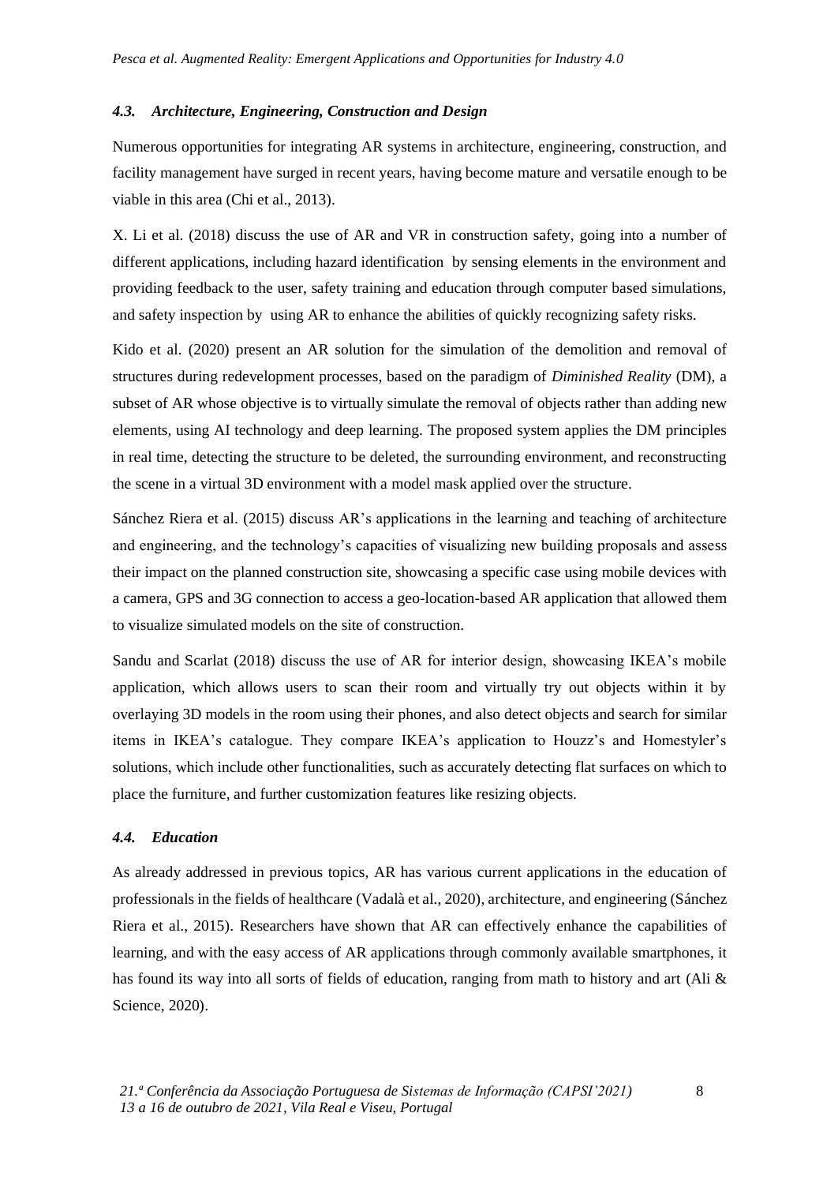### *4.3. Architecture, Engineering, Construction and Design*

Numerous opportunities for integrating AR systems in architecture, engineering, construction, and facility management have surged in recent years, having become mature and versatile enough to be viable in this area (Chi et al., 2013).

X. Li et al. (2018) discuss the use of AR and VR in construction safety, going into a number of different applications, including hazard identification by sensing elements in the environment and providing feedback to the user, safety training and education through computer based simulations, and safety inspection by using AR to enhance the abilities of quickly recognizing safety risks.

Kido et al. (2020) present an AR solution for the simulation of the demolition and removal of structures during redevelopment processes, based on the paradigm of *Diminished Reality* (DM), a subset of AR whose objective is to virtually simulate the removal of objects rather than adding new elements, using AI technology and deep learning. The proposed system applies the DM principles in real time, detecting the structure to be deleted, the surrounding environment, and reconstructing the scene in a virtual 3D environment with a model mask applied over the structure.

Sánchez Riera et al. (2015) discuss AR's applications in the learning and teaching of architecture and engineering, and the technology's capacities of visualizing new building proposals and assess their impact on the planned construction site, showcasing a specific case using mobile devices with a camera, GPS and 3G connection to access a geo-location-based AR application that allowed them to visualize simulated models on the site of construction.

Sandu and Scarlat (2018) discuss the use of AR for interior design, showcasing IKEA's mobile application, which allows users to scan their room and virtually try out objects within it by overlaying 3D models in the room using their phones, and also detect objects and search for similar items in IKEA's catalogue. They compare IKEA's application to Houzz's and Homestyler's solutions, which include other functionalities, such as accurately detecting flat surfaces on which to place the furniture, and further customization features like resizing objects.

### *4.4. Education*

As already addressed in previous topics, AR has various current applications in the education of professionals in the fields of healthcare (Vadalà et al., 2020), architecture, and engineering (Sánchez Riera et al., 2015). Researchers have shown that AR can effectively enhance the capabilities of learning, and with the easy access of AR applications through commonly available smartphones, it has found its way into all sorts of fields of education, ranging from math to history and art (Ali & Science, 2020).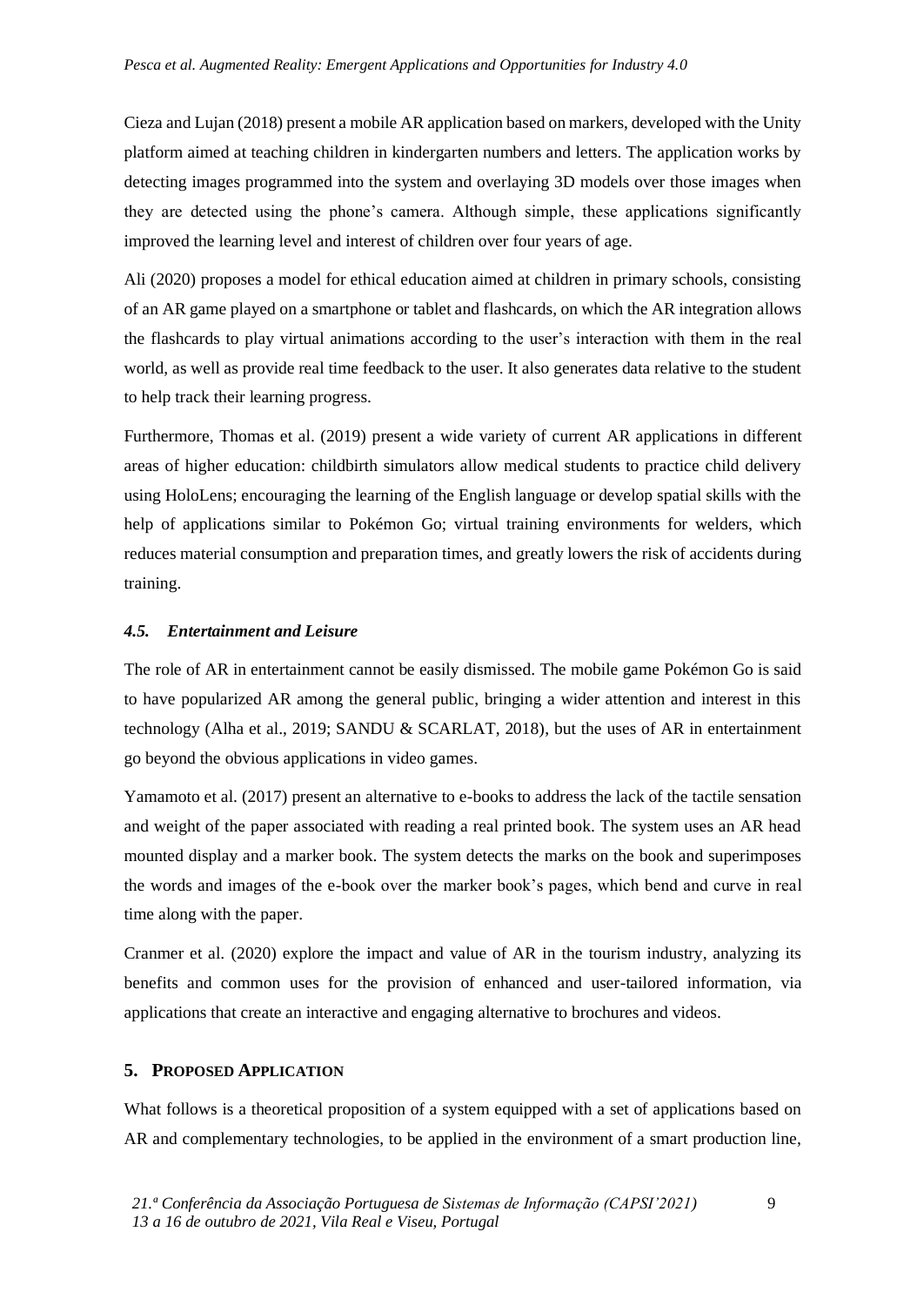Cieza and Lujan (2018) present a mobile AR application based on markers, developed with the Unity platform aimed at teaching children in kindergarten numbers and letters. The application works by detecting images programmed into the system and overlaying 3D models over those images when they are detected using the phone's camera. Although simple, these applications significantly improved the learning level and interest of children over four years of age.

Ali (2020) proposes a model for ethical education aimed at children in primary schools, consisting of an AR game played on a smartphone or tablet and flashcards, on which the AR integration allows the flashcards to play virtual animations according to the user's interaction with them in the real world, as well as provide real time feedback to the user. It also generates data relative to the student to help track their learning progress.

Furthermore, Thomas et al. (2019) present a wide variety of current AR applications in different areas of higher education: childbirth simulators allow medical students to practice child delivery using HoloLens; encouraging the learning of the English language or develop spatial skills with the help of applications similar to Pokémon Go; virtual training environments for welders, which reduces material consumption and preparation times, and greatly lowers the risk of accidents during training.

### *4.5. Entertainment and Leisure*

The role of AR in entertainment cannot be easily dismissed. The mobile game Pokémon Go is said to have popularized AR among the general public, bringing a wider attention and interest in this technology (Alha et al., 2019; SANDU & SCARLAT, 2018), but the uses of AR in entertainment go beyond the obvious applications in video games.

Yamamoto et al. (2017) present an alternative to e-books to address the lack of the tactile sensation and weight of the paper associated with reading a real printed book. The system uses an AR head mounted display and a marker book. The system detects the marks on the book and superimposes the words and images of the e-book over the marker book's pages, which bend and curve in real time along with the paper.

Cranmer et al. (2020) explore the impact and value of AR in the tourism industry, analyzing its benefits and common uses for the provision of enhanced and user-tailored information, via applications that create an interactive and engaging alternative to brochures and videos.

## 5. Proposed Application

What follows is a theoretical proposition of a system equipped with a set of applications based on AR and complementary technologies, to be applied in the environment of a smart production line,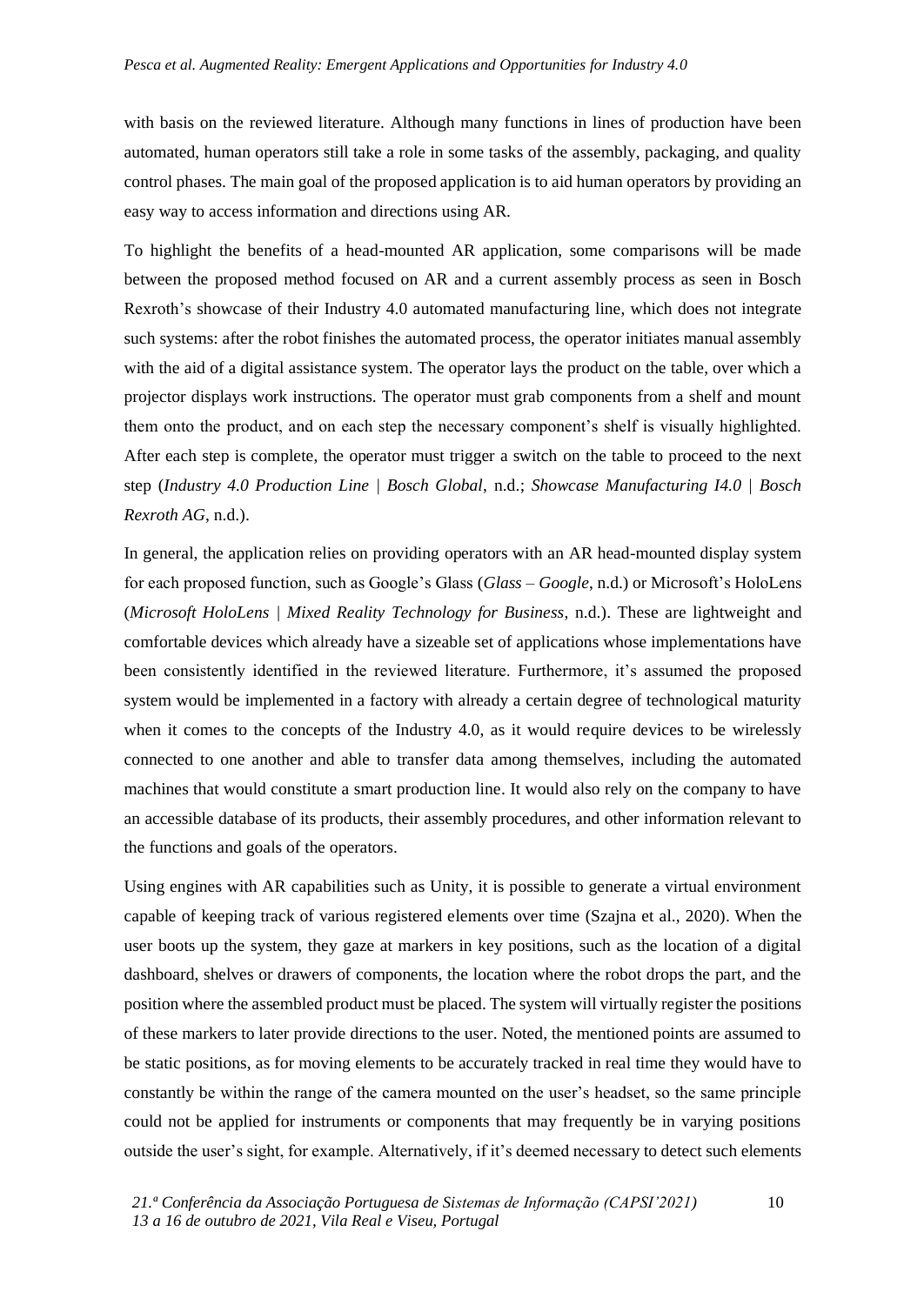with basis on the reviewed literature. Although many functions in lines of production have been automated, human operators still take a role in some tasks of the assembly, packaging, and quality control phases. The main goal of the proposed application is to aid human operators by providing an easy way to access information and directions using AR.

To highlight the benefits of a head-mounted AR application, some comparisons will be made between the proposed method focused on AR and a current assembly process as seen in Bosch Rexroth's showcase of their Industry 4.0 automated manufacturing line, which does not integrate such systems: after the robot finishes the automated process, the operator initiates manual assembly with the aid of a digital assistance system. The operator lays the product on the table, over which a projector displays work instructions. The operator must grab components from a shelf and mount them onto the product, and on each step the necessary component's shelf is visually highlighted. After each step is complete, the operator must trigger a switch on the table to proceed to the next step (*Industry 4.0 Production Line | Bosch Global*, n.d.; *Showcase Manufacturing I4.0 | Bosch Rexroth AG*, n.d.).

In general, the application relies on providing operators with an AR head-mounted display system for each proposed function, such as Google's Glass (*Glass – Google*, n.d.) or Microsoft's HoloLens (*Microsoft HoloLens | Mixed Reality Technology for Business*, n.d.). These are lightweight and comfortable devices which already have a sizeable set of applications whose implementations have been consistently identified in the reviewed literature. Furthermore, it's assumed the proposed system would be implemented in a factory with already a certain degree of technological maturity when it comes to the concepts of the Industry 4.0, as it would require devices to be wirelessly connected to one another and able to transfer data among themselves, including the automated machines that would constitute a smart production line. It would also rely on the company to have an accessible database of its products, their assembly procedures, and other information relevant to the functions and goals of the operators.

Using engines with AR capabilities such as Unity, it is possible to generate a virtual environment capable of keeping track of various registered elements over time (Szajna et al., 2020). When the user boots up the system, they gaze at markers in key positions, such as the location of a digital dashboard, shelves or drawers of components, the location where the robot drops the part, and the position where the assembled product must be placed. The system will virtually register the positions of these markers to later provide directions to the user. Noted, the mentioned points are assumed to be static positions, as for moving elements to be accurately tracked in real time they would have to constantly be within the range of the camera mounted on the user's headset, so the same principle could not be applied for instruments or components that may frequently be in varying positions outside the user's sight, for example. Alternatively, if it's deemed necessary to detect such elements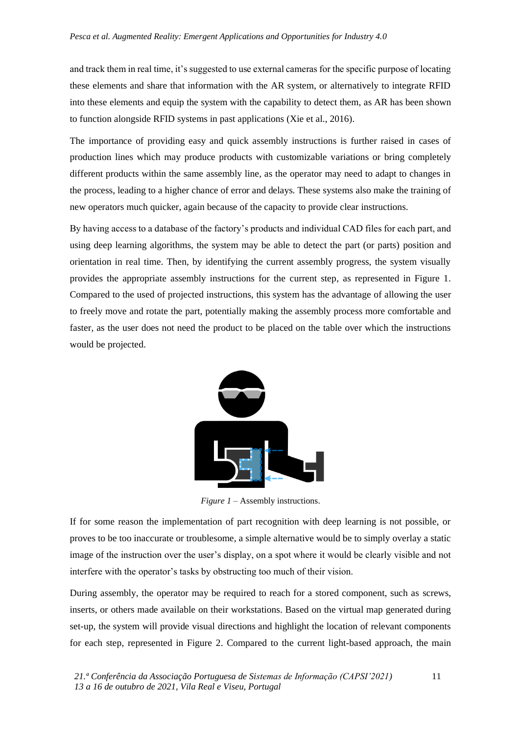and track them in real time, it's suggested to use external cameras for the specific purpose of locating these elements and share that information with the AR system, or alternatively to integrate RFID into these elements and equip the system with the capability to detect them, as AR has been shown to function alongside RFID systems in past applications (Xie et al., 2016).

The importance of providing easy and quick assembly instructions is further raised in cases of production lines which may produce products with customizable variations or bring completely different products within the same assembly line, as the operator may need to adapt to changes in the process, leading to a higher chance of error and delays. These systems also make the training of new operators much quicker, again because of the capacity to provide clear instructions.

By having access to a database of the factory's products and individual CAD files for each part, and using deep learning algorithms, the system may be able to detect the part (or parts) position and orientation in real time. Then, by identifying the current assembly progress, the system visually provides the appropriate assembly instructions for the current step, as represented in Figure 1. Compared to the used of projected instructions, this system has the advantage of allowing the user to freely move and rotate the part, potentially making the assembly process more comfortable and faster, as the user does not need the product to be placed on the table over which the instructions would be projected.

*Figure 1* – Assembly instructions.

If for some reason the implementation of part recognition with deep learning is not possible, or proves to be too inaccurate or troublesome, a simple alternative would be to simply overlay a static image of the instruction over the user's display, on a spot where it would be clearly visible and not interfere with the operator's tasks by obstructing too much of their vision.

During assembly, the operator may be required to reach for a stored component, such as screws, inserts, or others made available on their workstations. Based on the virtual map generated during set-up, the system will provide visual directions and highlight the location of relevant components for each step, represented in Figure 2. Compared to the current light-based approach, the main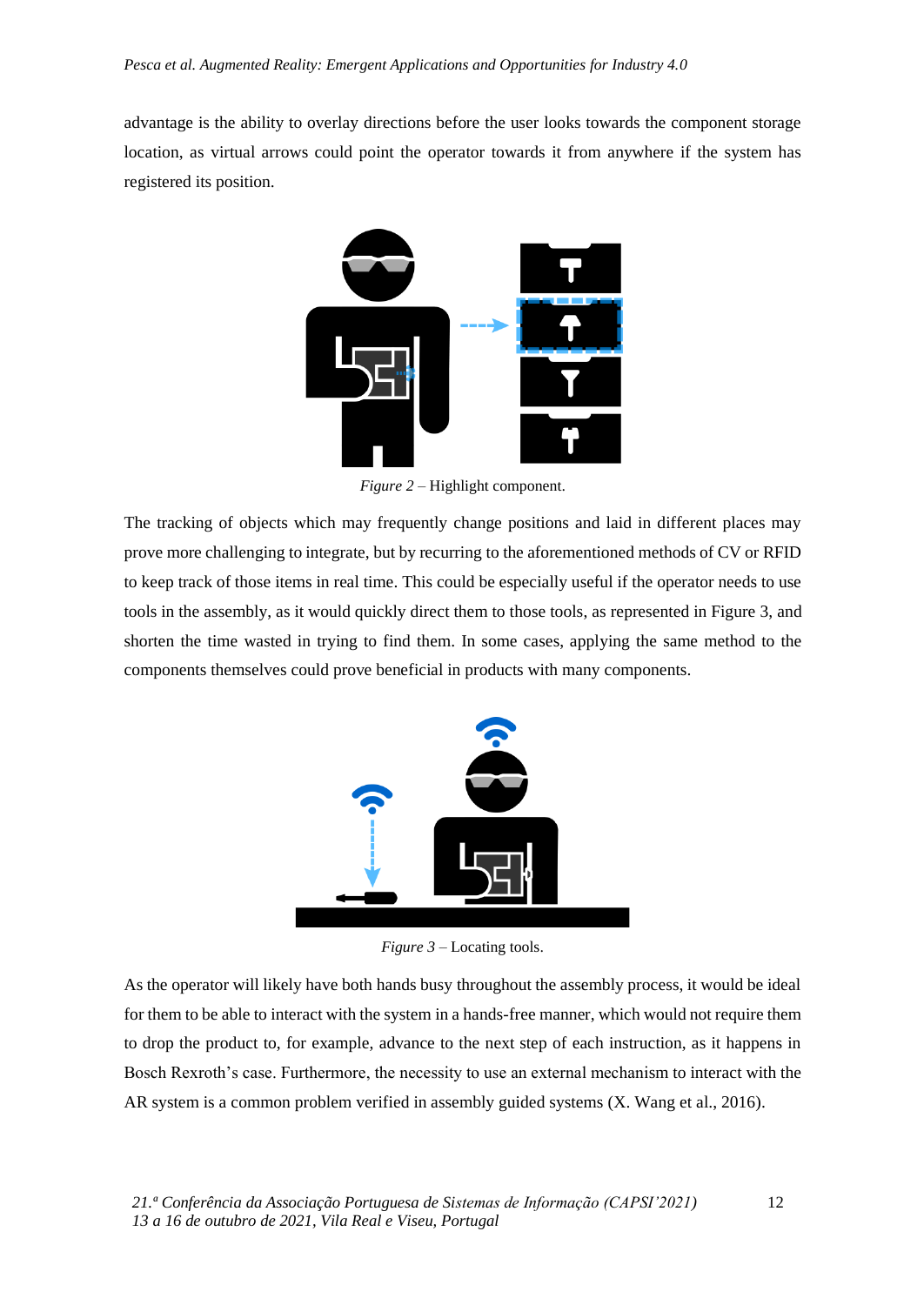advantage is the ability to overlay directions before the user looks towards the component storage location, as virtual arrows could point the operator towards it from anywhere if the system has registered its position.

*Figure 2* – Highlight component.

The tracking of objects which may frequently change positions and laid in different places may prove more challenging to integrate, but by recurring to the aforementioned methods of CV or RFID to keep track of those items in real time. This could be especially useful if the operator needs to use tools in the assembly, as it would quickly direct them to those tools, as represented in Figure 3, and shorten the time wasted in trying to find them. In some cases, applying the same method to the components themselves could prove beneficial in products with many components.

*Figure 3* – Locating tools.

As the operator will likely have both hands busy throughout the assembly process, it would be ideal for them to be able to interact with the system in a hands-free manner, which would not require them to drop the product to, for example, advance to the next step of each instruction, as it happens in Bosch Rexroth's case. Furthermore, the necessity to use an external mechanism to interact with the AR system is a common problem verified in assembly guided systems (X. Wang et al., 2016).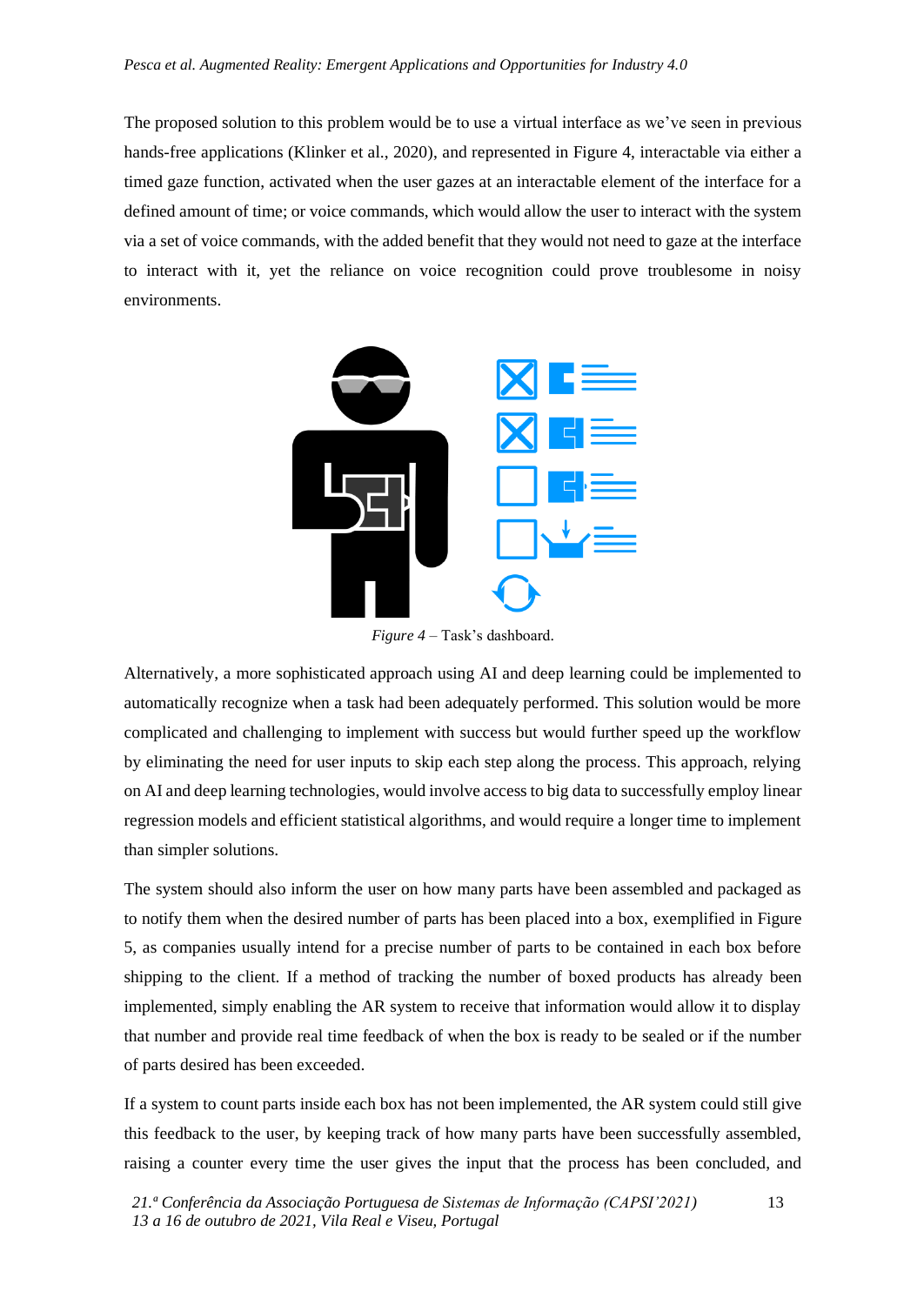The proposed solution to this problem would be to use a virtual interface as we've seen in previous hands-free applications (Klinker et al., 2020), and represented in Figure 4, interactable via either a timed gaze function, activated when the user gazes at an interactable element of the interface for a defined amount of time; or voice commands, which would allow the user to interact with the system via a set of voice commands, with the added benefit that they would not need to gaze at the interface to interact with it, yet the reliance on voice recognition could prove troublesome in noisy environments.

*Figure 4* – Task's dashboard.

Alternatively, a more sophisticated approach using AI and deep learning could be implemented to automatically recognize when a task had been adequately performed. This solution would be more complicated and challenging to implement with success but would further speed up the workflow by eliminating the need for user inputs to skip each step along the process. This approach, relying on AI and deep learning technologies, would involve access to big data to successfully employ linear regression models and efficient statistical algorithms, and would require a longer time to implement than simpler solutions.

The system should also inform the user on how many parts have been assembled and packaged as to notify them when the desired number of parts has been placed into a box, exemplified in Figure 5, as companies usually intend for a precise number of parts to be contained in each box before shipping to the client. If a method of tracking the number of boxed products has already been implemented, simply enabling the AR system to receive that information would allow it to display that number and provide real time feedback of when the box is ready to be sealed or if the number of parts desired has been exceeded.

If a system to count parts inside each box has not been implemented, the AR system could still give this feedback to the user, by keeping track of how many parts have been successfully assembled, raising a counter every time the user gives the input that the process has been concluded, and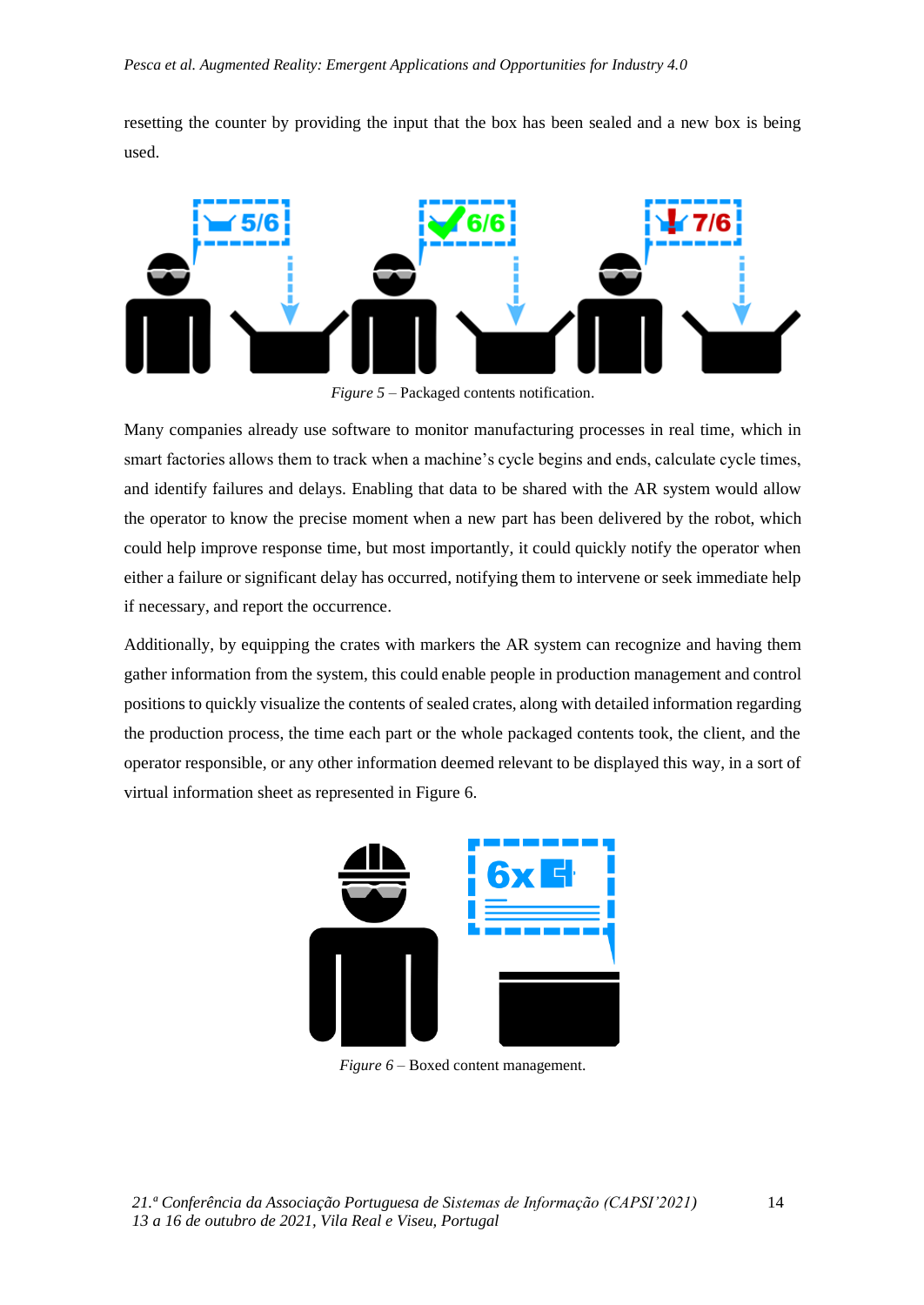resetting the counter by providing the input that the box has been sealed and a new box is being used.

*Figure 5* – Packaged contents notification.

Many companies already use software to monitor manufacturing processes in real time, which in smart factories allows them to track when a machine's cycle begins and ends, calculate cycle times, and identify failures and delays. Enabling that data to be shared with the AR system would allow the operator to know the precise moment when a new part has been delivered by the robot, which could help improve response time, but most importantly, it could quickly notify the operator when either a failure or significant delay has occurred, notifying them to intervene or seek immediate help if necessary, and report the occurrence.

Additionally, by equipping the crates with markers the AR system can recognize and having them gather information from the system, this could enable people in production management and control positions to quickly visualize the contents of sealed crates, along with detailed information regarding the production process, the time each part or the whole packaged contents took, the client, and the operator responsible, or any other information deemed relevant to be displayed this way, in a sort of virtual information sheet as represented in Figure 6.

*Figure 6* – Boxed content management.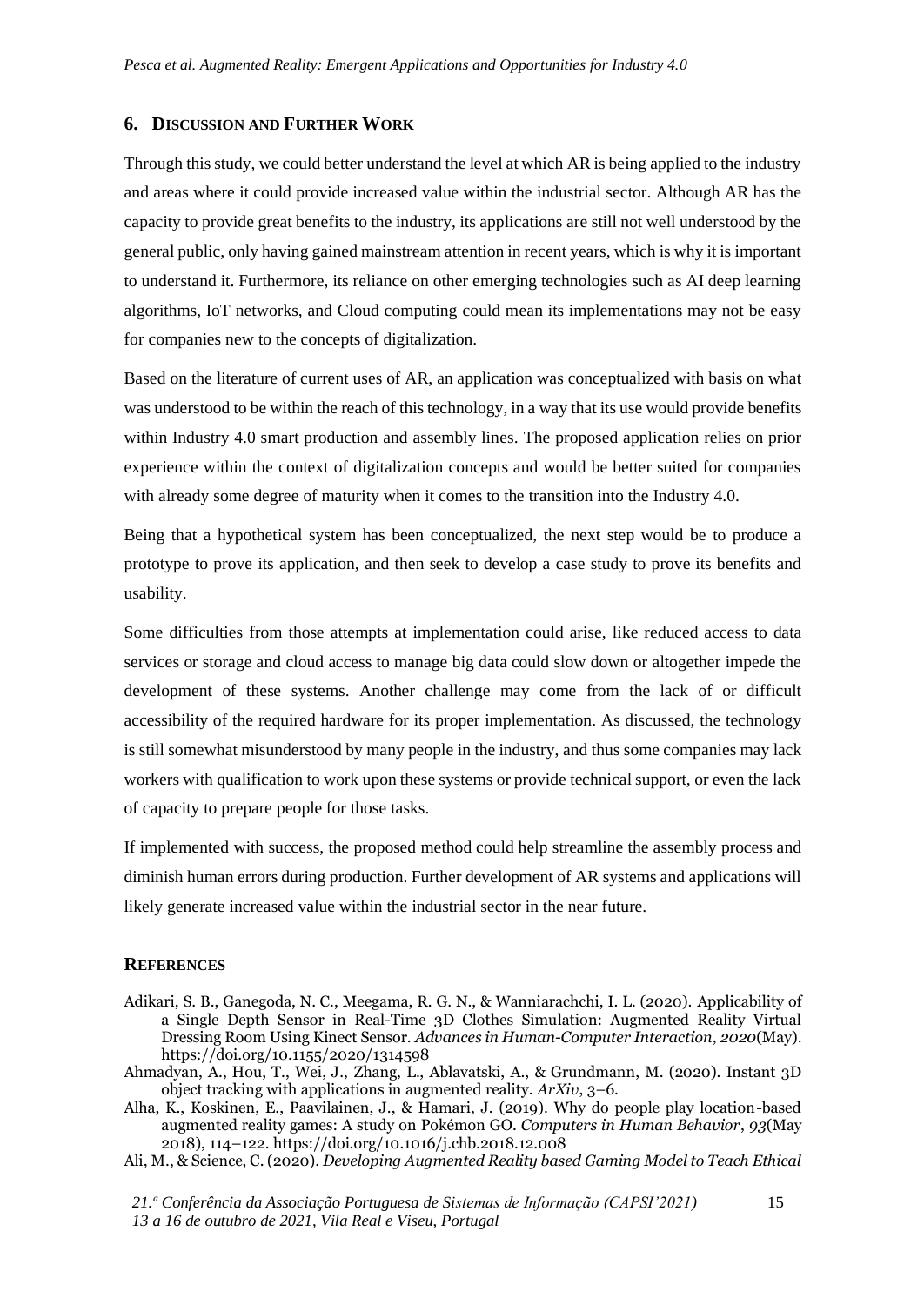## 6. Discussion and Further Work

Through this study, we could better understand the level at which AR is being applied to the industry and areas where it could provide increased value within the industrial sector. Although AR has the capacity to provide great benefits to the industry, its applications are still not well understood by the general public, only having gained mainstream attention in recent years, which is why it is important to understand it. Furthermore, its reliance on other emerging technologies such as AI deep learning algorithms, IoT networks, and Cloud computing could mean its implementations may not be easy for companies new to the concepts of digitalization.

Based on the literature of current uses of AR, an application was conceptualized with basis on what was understood to be within the reach of this technology, in a way that its use would provide benefits within Industry 4.0 smart production and assembly lines. The proposed application relies on prior experience within the context of digitalization concepts and would be better suited for companies with already some degree of maturity when it comes to the transition into the Industry 4.0.

Being that a hypothetical system has been conceptualized, the next step would be to produce a prototype to prove its application, and then seek to develop a case study to prove its benefits and usability.

Some difficulties from those attempts at implementation could arise, like reduced access to data services or storage and cloud access to manage big data could slow down or altogether impede the development of these systems. Another challenge may come from the lack of or difficult accessibility of the required hardware for its proper implementation. As discussed, the technology is still somewhat misunderstood by many people in the industry, and thus some companies may lack workers with qualification to work upon these systems or provide technical support, or even the lack of capacity to prepare people for those tasks.

If implemented with success, the proposed method could help streamline the assembly process and diminish human errors during production. Further development of AR systems and applications will likely generate increased value within the industrial sector in the near future.

## References

Adikari, S. B., Ganegoda, N. C., Meegama, R. G. N., & Wanniarachchi, I. L. (2020). Applicability of a Single Depth Sensor in Real-Time 3D Clothes Simulation: Augmented Reality Virtual Dressing Room Using Kinect Sensor. *Advances in Human-Computer Interaction*, *2020*(May). https://doi.org/10.1155/2020/1314598

Ahmadyan, A., Hou, T., Wei, J., Zhang, L., Ablavatski, A., & Grundmann, M. (2020). Instant 3D object tracking with applications in augmented reality. *ArXiv*, 3–6.

Alha, K., Koskinen, E., Paavilainen, J., & Hamari, J. (2019). Why do people play location-based augmented reality games: A study on Pokémon GO. *Computers in Human Behavior*, *93*(May 2018), 114–122. https://doi.org/10.1016/j.chb.2018.12.008

Ali, M., & Science, C. (2020). *Developing Augmented Reality based Gaming Model to Teach Ethical*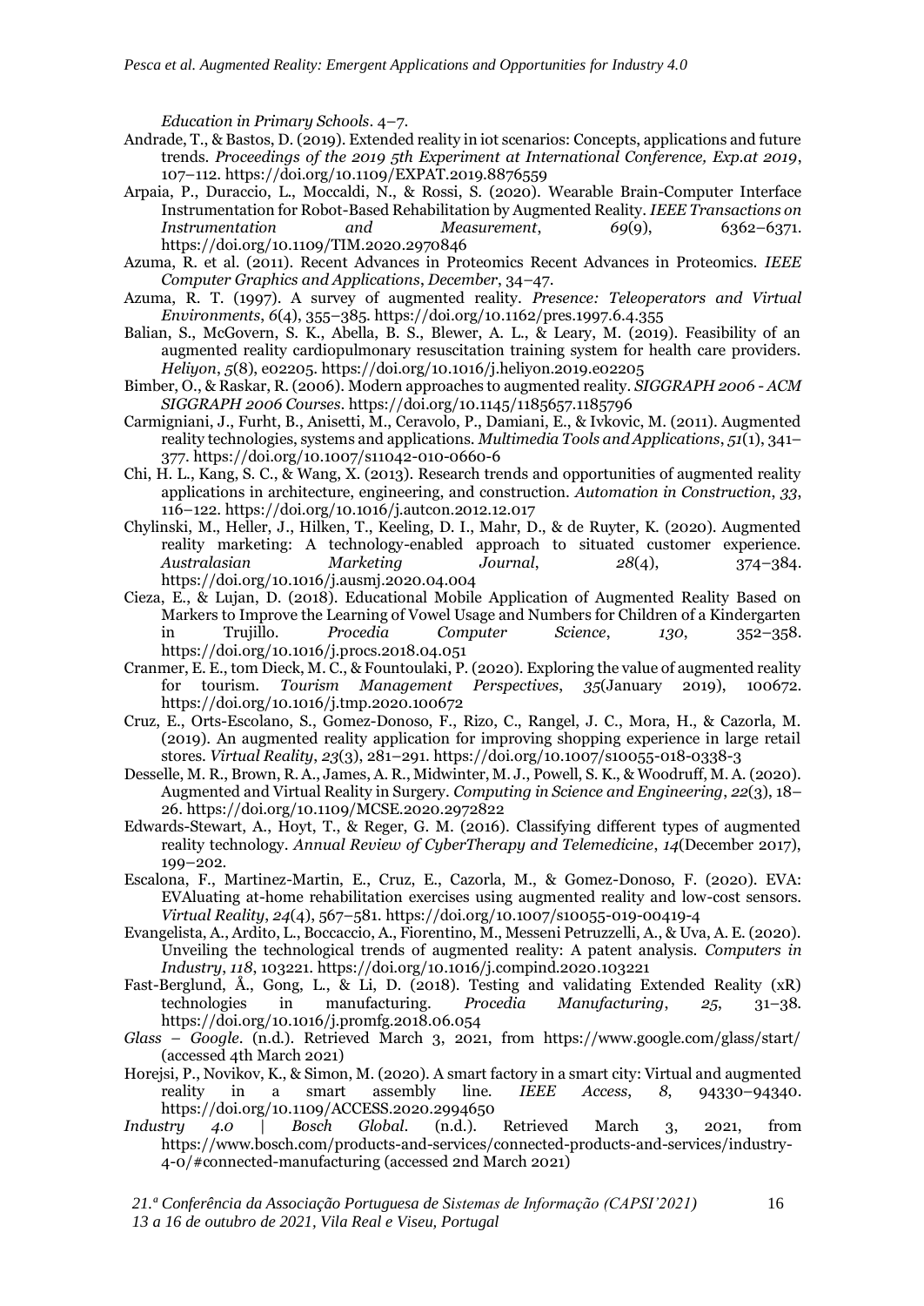*Education in Primary Schools*. 4–7.

Andrade, T., & Bastos, D. (2019). Extended reality in iot scenarios: Concepts, applications and future trends. *Proceedings of the 2019 5th Experiment at International Conference, Exp.at 2019*, 107–112. https://doi.org/10.1109/EXPAT.2019.8876559

Arpaia, P., Duraccio, L., Moccaldi, N., & Rossi, S. (2020). Wearable Brain-Computer Interface Instrumentation for Robot-Based Rehabilitation by Augmented Reality. *IEEE Transactions on Instrumentation and Measurement*, *69*(9), 6362–6371. https://doi.org/10.1109/TIM.2020.2970846

Azuma, R. et al. (2011). Recent Advances in Proteomics Recent Advances in Proteomics. *IEEE Computer Graphics and Applications*, *December*, 34–47.

Azuma, R. T. (1997). A survey of augmented reality. *Presence: Teleoperators and Virtual Environments*, *6*(4), 355–385. https://doi.org/10.1162/pres.1997.6.4.355

Balian, S., McGovern, S. K., Abella, B. S., Blewer, A. L., & Leary, M. (2019). Feasibility of an augmented reality cardiopulmonary resuscitation training system for health care providers. *Heliyon*, *5*(8), e02205. https://doi.org/10.1016/j.heliyon.2019.e02205

Bimber, O., & Raskar, R. (2006). Modern approaches to augmented reality. *SIGGRAPH 2006 - ACM SIGGRAPH 2006 Courses*. https://doi.org/10.1145/1185657.1185796

Carmigniani, J., Furht, B., Anisetti, M., Ceravolo, P., Damiani, E., & Ivkovic, M. (2011). Augmented reality technologies, systems and applications. *Multimedia Tools and Applications*, *51*(1), 341–377. https://doi.org/10.1007/s11042-010-0660-6

Chi, H. L., Kang, S. C., & Wang, X. (2013). Research trends and opportunities of augmented reality applications in architecture, engineering, and construction. *Automation in Construction*, *33*, 116–122. https://doi.org/10.1016/j.autcon.2012.12.017

Chylinski, M., Heller, J., Hilken, T., Keeling, D. I., Mahr, D., & de Ruyter, K. (2020). Augmented reality marketing: A technology-enabled approach to situated customer experience. *Australasian Marketing Journal*, *28*(4), 374–384. https://doi.org/10.1016/j.ausmj.2020.04.004

Cieza, E., & Lujan, D. (2018). Educational Mobile Application of Augmented Reality Based on Markers to Improve the Learning of Vowel Usage and Numbers for Children of a Kindergarten in Trujillo. *Procedia Computer Science*, *130*, 352–358. https://doi.org/10.1016/j.procs.2018.04.051

Cranmer, E. E., tom Dieck, M. C., & Fountoulaki, P. (2020). Exploring the value of augmented reality for tourism. *Tourism Management Perspectives*, *35*(January 2019), 100672. https://doi.org/10.1016/j.tmp.2020.100672

Cruz, E., Orts-Escolano, S., Gomez-Donoso, F., Rizo, C., Rangel, J. C., Mora, H., & Cazorla, M. (2019). An augmented reality application for improving shopping experience in large retail stores. *Virtual Reality*, *23*(3), 281–291. https://doi.org/10.1007/s10055-018-0338-3

Desselle, M. R., Brown, R. A., James, A. R., Midwinter, M. J., Powell, S. K., & Woodruff, M. A. (2020). Augmented and Virtual Reality in Surgery. *Computing in Science and Engineering*, *22*(3), 18–26. https://doi.org/10.1109/MCSE.2020.2972822

Edwards-Stewart, A., Hoyt, T., & Reger, G. M. (2016). Classifying different types of augmented reality technology. *Annual Review of CyberTherapy and Telemedicine*, *14*(December 2017), 199–202.

Escalona, F., Martinez-Martin, E., Cruz, E., Cazorla, M., & Gomez-Donoso, F. (2020). EVA: EVAluating at-home rehabilitation exercises using augmented reality and low-cost sensors. *Virtual Reality*, *24*(4), 567–581. https://doi.org/10.1007/s10055-019-00419-4

Evangelista, A., Ardito, L., Boccaccio, A., Fiorentino, M., Messeni Petruzzelli, A., & Uva, A. E. (2020). Unveiling the technological trends of augmented reality: A patent analysis. *Computers in Industry*, *118*, 103221. https://doi.org/10.1016/j.compind.2020.103221

Fast-Berglund, Å., Gong, L., & Li, D. (2018). Testing and validating Extended Reality (xR) technologies in manufacturing. *Procedia Manufacturing*, *25*, 31–38. https://doi.org/10.1016/j.promfg.2018.06.054

*Glass – Google*. (n.d.). Retrieved March 3, 2021, from https://www.google.com/glass/start/ (accessed 4th March 2021)

Horejsi, P., Novikov, K., & Simon, M. (2020). A smart factory in a smart city: Virtual and augmented reality in a smart assembly line. *IEEE Access*, *8*, 94330–94340. https://doi.org/10.1109/ACCESS.2020.2994650

*Industry 4.0 | Bosch Global*. (n.d.). Retrieved March 3, 2021, from https://www.bosch.com/products-and-services/connected-products-and-services/industry-4-0/#connected-manufacturing (accessed 2nd March 2021)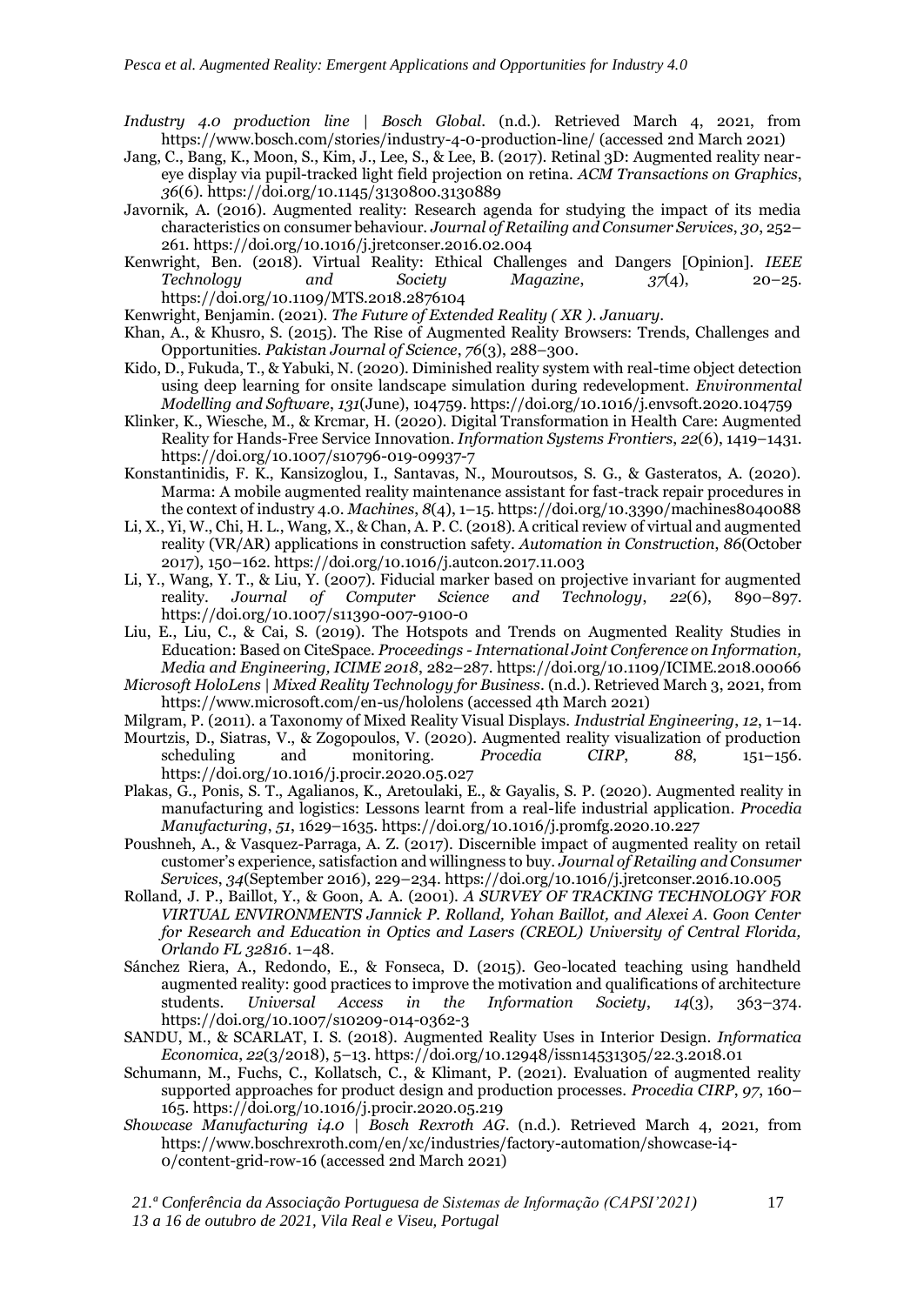*Industry 4.0 production line | Bosch Global*. (n.d.). Retrieved March 4, 2021, from https://www.bosch.com/stories/industry-4-0-production-line/ (accessed 2nd March 2021)

Jang, C., Bang, K., Moon, S., Kim, J., Lee, S., & Lee, B. (2017). Retinal 3D: Augmented reality near-eye display via pupil-tracked light field projection on retina. *ACM Transactions on Graphics*, *36*(6). https://doi.org/10.1145/3130800.3130889

Javornik, A. (2016). Augmented reality: Research agenda for studying the impact of its media characteristics on consumer behaviour. *Journal of Retailing and Consumer Services*, *30*, 252–261. https://doi.org/10.1016/j.jretconser.2016.02.004

Kenwright, Ben. (2018). Virtual Reality: Ethical Challenges and Dangers [Opinion]. *IEEE Technology and Society Magazine*, *37*(4), 20–25. https://doi.org/10.1109/MTS.2018.2876104

Kenwright, Benjamin. (2021). *The Future of Extended Reality ( XR ). January*.

Khan, A., & Khusro, S. (2015). The Rise of Augmented Reality Browsers: Trends, Challenges and Opportunities. *Pakistan Journal of Science*, *76*(3), 288–300.

Kido, D., Fukuda, T., & Yabuki, N. (2020). Diminished reality system with real-time object detection using deep learning for onsite landscape simulation during redevelopment. *Environmental Modelling and Software*, *131*(June), 104759. https://doi.org/10.1016/j.envsoft.2020.104759

Klinker, K., Wiesche, M., & Krcmar, H. (2020). Digital Transformation in Health Care: Augmented Reality for Hands-Free Service Innovation. *Information Systems Frontiers*, *22*(6), 1419–1431. https://doi.org/10.1007/s10796-019-09937-7

Konstantinidis, F. K., Kansizoglou, I., Santavas, N., Mouroutsos, S. G., & Gasteratos, A. (2020). Marma: A mobile augmented reality maintenance assistant for fast-track repair procedures in the context of industry 4.0. *Machines*, *8*(4), 1–15. https://doi.org/10.3390/machines8040088

Li, X., Yi, W., Chi, H. L., Wang, X., & Chan, A. P. C. (2018). A critical review of virtual and augmented reality (VR/AR) applications in construction safety. *Automation in Construction*, *86*(October 2017), 150–162. https://doi.org/10.1016/j.autcon.2017.11.003

Li, Y., Wang, Y. T., & Liu, Y. (2007). Fiducial marker based on projective invariant for augmented reality. *Journal of Computer Science and Technology*, *22*(6), 890–897. https://doi.org/10.1007/s11390-007-9100-0

Liu, E., Liu, C., & Cai, S. (2019). The Hotspots and Trends on Augmented Reality Studies in Education: Based on CiteSpace. *Proceedings - International Joint Conference on Information, Media and Engineering, ICIME 2018*, 282–287. https://doi.org/10.1109/ICIME.2018.00066

*Microsoft HoloLens | Mixed Reality Technology for Business*. (n.d.). Retrieved March 3, 2021, from https://www.microsoft.com/en-us/hololens (accessed 4th March 2021)

Milgram, P. (2011). a Taxonomy of Mixed Reality Visual Displays. *Industrial Engineering*, *12*, 1–14.

Mourtzis, D., Siatras, V., & Zogopoulos, V. (2020). Augmented reality visualization of production scheduling and monitoring. *Procedia CIRP*, *88*, 151–156. https://doi.org/10.1016/j.procir.2020.05.027

Plakas, G., Ponis, S. T., Agalianos, K., Aretoulaki, E., & Gayalis, S. P. (2020). Augmented reality in manufacturing and logistics: Lessons learnt from a real-life industrial application. *Procedia Manufacturing*, *51*, 1629–1635. https://doi.org/10.1016/j.promfg.2020.10.227

Poushneh, A., & Vasquez-Parraga, A. Z. (2017). Discernible impact of augmented reality on retail customer's experience, satisfaction and willingness to buy. *Journal of Retailing and Consumer Services*, *34*(September 2016), 229–234. https://doi.org/10.1016/j.jretconser.2016.10.005

Rolland, J. P., Baillot, Y., & Goon, A. A. (2001). *A SURVEY OF TRACKING TECHNOLOGY FOR VIRTUAL ENVIRONMENTS Jannick P. Rolland, Yohan Baillot, and Alexei A. Goon Center for Research and Education in Optics and Lasers (CREOL) University of Central Florida, Orlando FL 32816*. 1–48.

Sánchez Riera, A., Redondo, E., & Fonseca, D. (2015). Geo-located teaching using handheld augmented reality: good practices to improve the motivation and qualifications of architecture students. *Universal Access in the Information Society*, *14*(3), 363–374. https://doi.org/10.1007/s10209-014-0362-3

SANDU, M., & SCARLAT, I. S. (2018). Augmented Reality Uses in Interior Design. *Informatica Economica*, *22*(3/2018), 5–13. https://doi.org/10.12948/issn14531305/22.3.2018.01

Schumann, M., Fuchs, C., Kollatsch, C., & Klimant, P. (2021). Evaluation of augmented reality supported approaches for product design and production processes. *Procedia CIRP*, *97*, 160–165. https://doi.org/10.1016/j.procir.2020.05.219

*Showcase Manufacturing i4.0 | Bosch Rexroth AG*. (n.d.). Retrieved March 4, 2021, from https://www.boschrexroth.com/en/xc/industries/factory-automation/showcase-i4-0/content-grid-row-16 (accessed 2nd March 2021)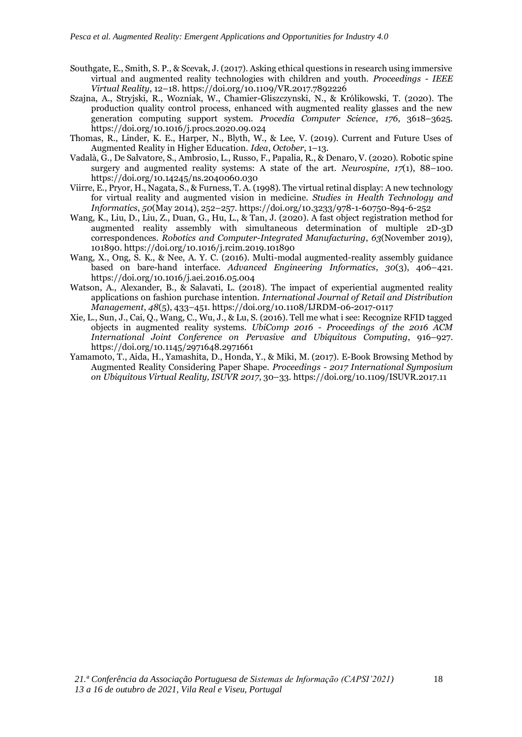Southgate, E., Smith, S. P., & Scevak, J. (2017). Asking ethical questions in research using immersive virtual and augmented reality technologies with children and youth. *Proceedings - IEEE Virtual Reality*, 12–18. https://doi.org/10.1109/VR.2017.7892226

Szajna, A., Stryjski, R., Wozniak, W., Chamier-Gliszczynski, N., & Królikowski, T. (2020). The production quality control process, enhanced with augmented reality glasses and the new generation computing support system. *Procedia Computer Science*, *176*, 3618–3625. https://doi.org/10.1016/j.procs.2020.09.024

Thomas, R., Linder, K. E., Harper, N., Blyth, W., & Lee, V. (2019). Current and Future Uses of Augmented Reality in Higher Education. *Idea*, *October*, 1–13.

Vadalà, G., De Salvatore, S., Ambrosio, L., Russo, F., Papalia, R., & Denaro, V. (2020). Robotic spine surgery and augmented reality systems: A state of the art. *Neurospine*, *17*(1), 88–100. https://doi.org/10.14245/ns.2040060.030

Viirre, E., Pryor, H., Nagata, S., & Furness, T. A. (1998). The virtual retinal display: A new technology for virtual reality and augmented vision in medicine. *Studies in Health Technology and Informatics*, *50*(May 2014), 252–257. https://doi.org/10.3233/978-1-60750-894-6-252

Wang, K., Liu, D., Liu, Z., Duan, G., Hu, L., & Tan, J. (2020). A fast object registration method for augmented reality assembly with simultaneous determination of multiple 2D-3D correspondences. *Robotics and Computer-Integrated Manufacturing*, *63*(November 2019), 101890. https://doi.org/10.1016/j.rcim.2019.101890

Wang, X., Ong, S. K., & Nee, A. Y. C. (2016). Multi-modal augmented-reality assembly guidance based on bare-hand interface. *Advanced Engineering Informatics*, *30*(3), 406–421. https://doi.org/10.1016/j.aei.2016.05.004

Watson, A., Alexander, B., & Salavati, L. (2018). The impact of experiential augmented reality applications on fashion purchase intention. *International Journal of Retail and Distribution Management*, *48*(5), 433–451. https://doi.org/10.1108/IJRDM-06-2017-0117

Xie, L., Sun, J., Cai, Q., Wang, C., Wu, J., & Lu, S. (2016). Tell me what i see: Recognize RFID tagged objects in augmented reality systems. *UbiComp 2016 - Proceedings of the 2016 ACM International Joint Conference on Pervasive and Ubiquitous Computing*, 916–927. https://doi.org/10.1145/2971648.2971661

Yamamoto, T., Aida, H., Yamashita, D., Honda, Y., & Miki, M. (2017). E-Book Browsing Method by Augmented Reality Considering Paper Shape. *Proceedings - 2017 International Symposium on Ubiquitous Virtual Reality, ISUVR 2017*, 30–33. https://doi.org/10.1109/ISUVR.2017.11